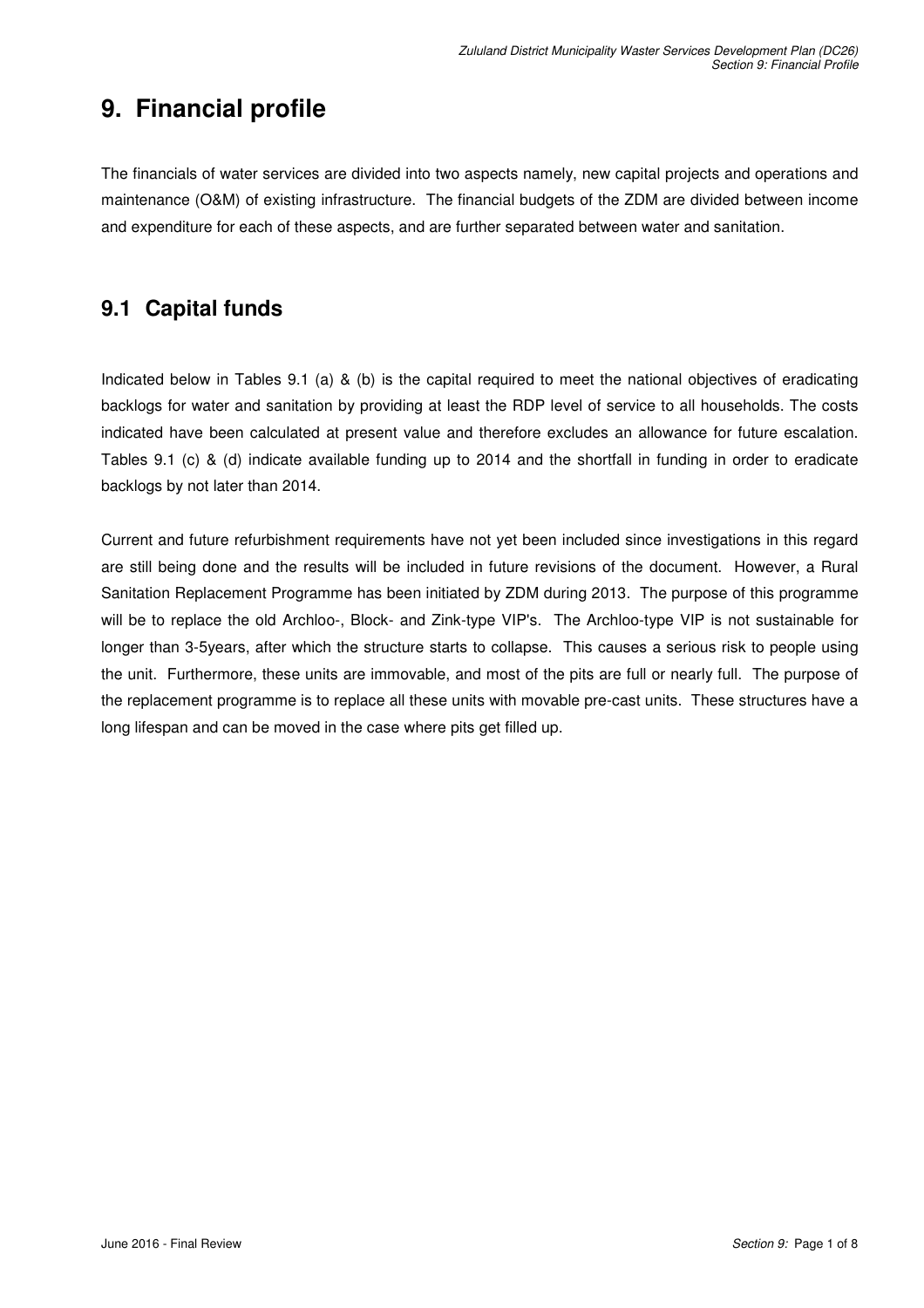# 9. Financial profile

The financials of water services are divided into two aspects namely, new capital projects and operations and maintenance (O&M) of existing infrastructure. The financial budgets of the ZDM are divided between income and expenditure for each of these aspects, and are further separated between water and sanitation.

## 9.1 Capital funds

Indicated below in Tables 9.1 (a) & (b) is the capital required to meet the national objectives of eradicating backlogs for water and sanitation by providing at least the RDP level of service to all households. The costs indicated have been calculated at present value and therefore excludes an allowance for future escalation. Tables 9.1 (c) & (d) indicate available funding up to 2014 and the shortfall in funding in order to eradicate backlogs by not later than 2014.

Current and future refurbishment requirements have not yet been included since investigations in this regard are still being done and the results will be included in future revisions of the document. However, a Rural Sanitation Replacement Programme has been initiated by ZDM during 2013. The purpose of this programme will be to replace the old Archloo-, Block- and Zink-type VIP's. The Archloo-type VIP is not sustainable for longer than 3-5years, after which the structure starts to collapse. This causes a serious risk to people using the unit. Furthermore, these units are immovable, and most of the pits are full or nearly full. The purpose of the replacement programme is to replace all these units with movable pre-cast units. These structures have a long lifespan and can be moved in the case where pits get filled up.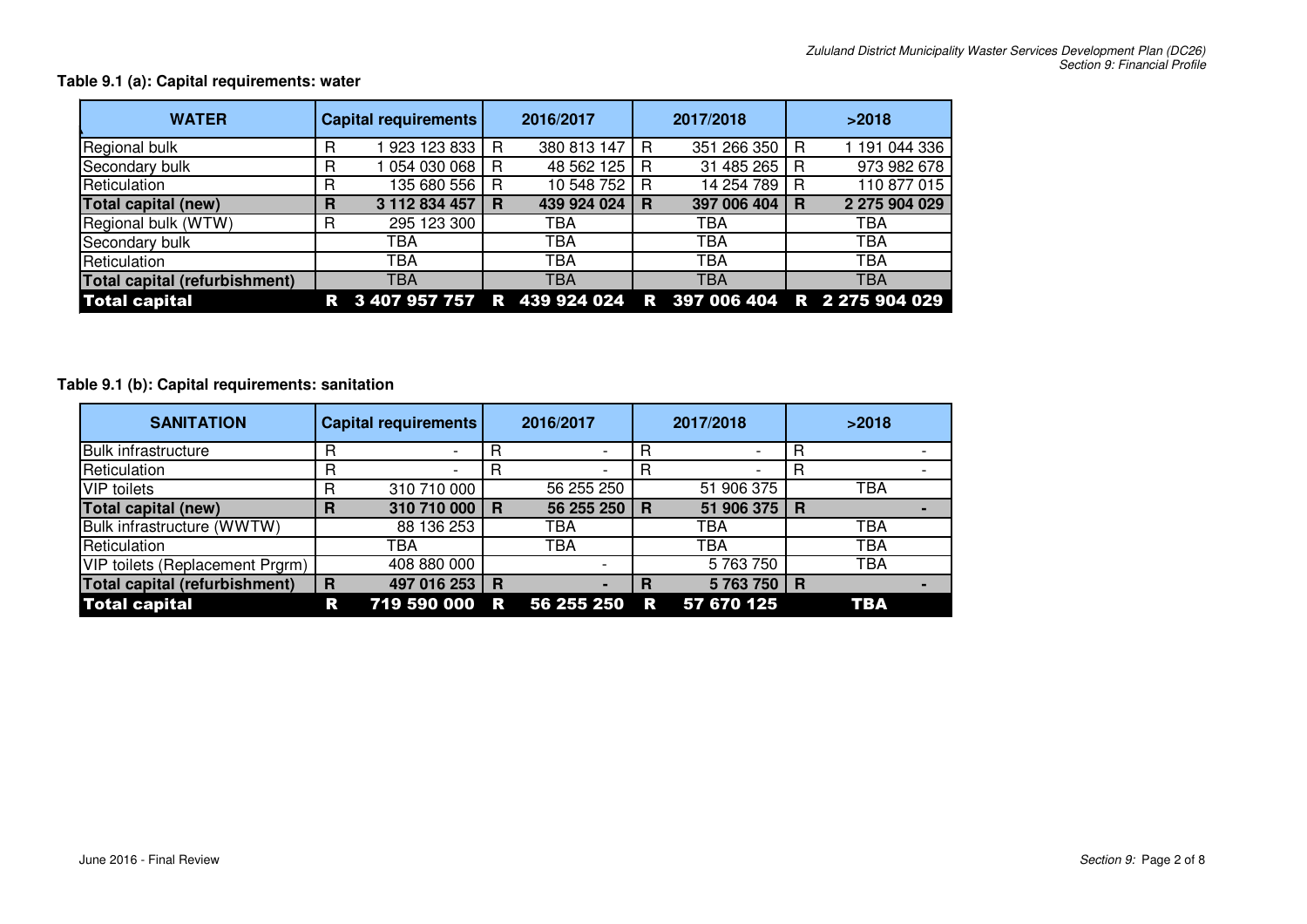**Table 9.1 (a): Capital requirements: water**

| WATER | Capital requirements | 2016/2017 | 2017/2018 | >2018 |
|---|---|---|---|---|
| Regional bulk | R 1 923 123 833 | R 380 813 147 | R 351 266 350 | R 1 191 044 336 |
| Secondary bulk | R 1 054 030 068 | R 48 562 125 | R 31 485 265 | R 973 982 678 |
| Reticulation | R 135 680 556 | R 10 548 752 | R 14 254 789 | R 110 877 015 |
| **Total capital (new)** | **R 3 112 834 457** | **R 439 924 024** | **R 397 006 404** | **R 2 275 904 029** |
| Regional bulk (WTW) | R 295 123 300 | TBA | TBA | TBA |
| Secondary bulk | TBA | TBA | TBA | TBA |
| Reticulation | TBA | TBA | TBA | TBA |
| **Total capital (refurbishment)** | TBA | TBA | TBA | TBA |
| **Total capital** | **R 3 407 957 757** | **R 439 924 024** | **R 397 006 404** | **R 2 275 904 029** |

**Table 9.1 (b): Capital requirements: sanitation**

| SANITATION | Capital requirements | 2016/2017 | 2017/2018 | >2018 |
|---|---|---|---|---|
| Bulk infrastructure | R - | R - | R - | R - |
| Reticulation | R - | R - | R - | R - |
| VIP toilets | R 310 710 000 | 56 255 250 | 51 906 375 | TBA |
| **Total capital (new)** | **R 310 710 000** | **R 56 255 250** | **R 51 906 375** | **R -** |
| Bulk infrastructure (WWTW) | 88 136 253 | TBA | TBA | TBA |
| Reticulation | TBA | TBA | TBA | TBA |
| VIP toilets (Replacement Prgrm) | 408 880 000 | - | 5 763 750 | TBA |
| **Total capital (refurbishment)** | **R 497 016 253** | **R -** | **R 5 763 750** | **R -** |
| **Total capital** | **R 719 590 000** | **R 56 255 250** | **R 57 670 125** | **TBA** |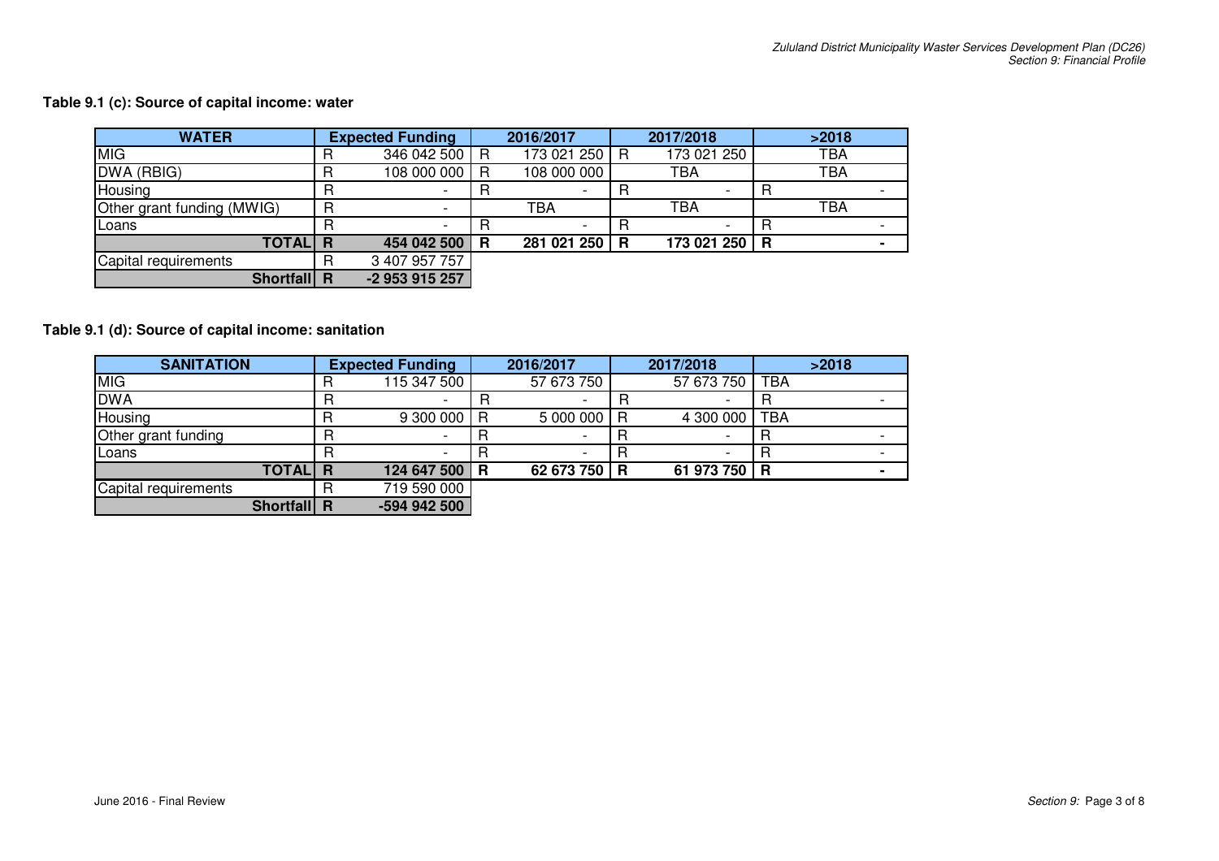**Table 9.1 (c): Source of capital income: water**

| WATER | Expected Funding | 2016/2017 | 2017/2018 | >2018 |
|---|---|---|---|---|
| MIG | R 346 042 500 | R 173 021 250 | R 173 021 250 | TBA |
| DWA (RBIG) | R 108 000 000 | R 108 000 000 | TBA | TBA |
| Housing | R - | R - | R - | R - |
| Other grant funding (MWIG) | R - | TBA | TBA | TBA |
| Loans | R - | R - | R - | R - |
| **TOTAL** | **R 454 042 500** | **R 281 021 250** | **R 173 021 250** | **R -** |
| Capital requirements | R 3 407 957 757 | | | |
| **Shortfall** | **R -2 953 915 257** | | | |

**Table 9.1 (d): Source of capital income: sanitation**

| SANITATION | Expected Funding | 2016/2017 | 2017/2018 | >2018 |
|---|---|---|---|---|
| MIG | R 115 347 500 | 57 673 750 | 57 673 750 | TBA |
| DWA | R - | R - | R - | R - |
| Housing | R 9 300 000 | R 5 000 000 | R 4 300 000 | TBA |
| Other grant funding | R - | R - | R - | R - |
| Loans | R - | R - | R - | R - |
| **TOTAL** | **R 124 647 500** | **R 62 673 750** | **R 61 973 750** | **R -** |
| Capital requirements | R 719 590 000 | | | |
| **Shortfall** | **R -594 942 500** | | | |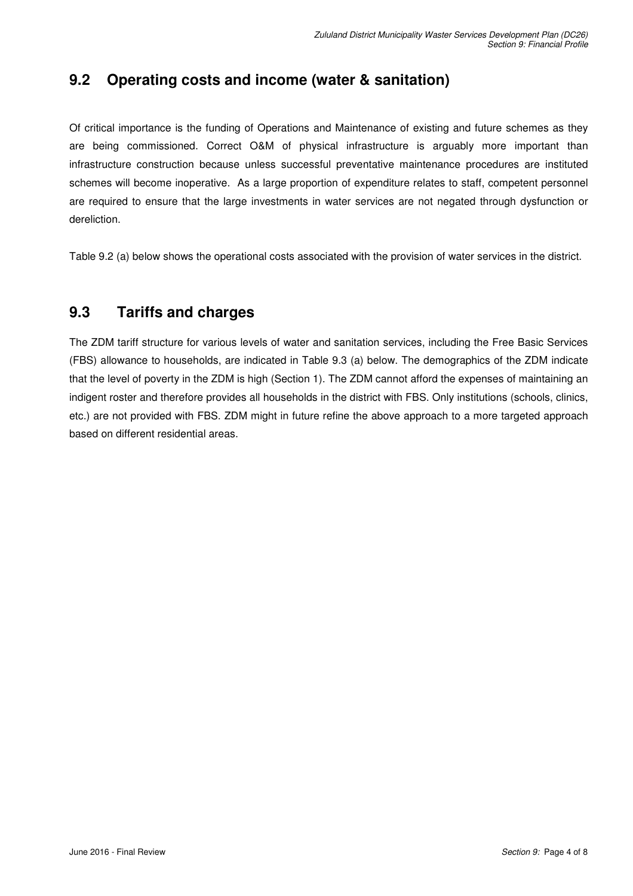## 9.2 Operating costs and income (water & sanitation)

Of critical importance is the funding of Operations and Maintenance of existing and future schemes as they are being commissioned. Correct O&M of physical infrastructure is arguably more important than infrastructure construction because unless successful preventative maintenance procedures are instituted schemes will become inoperative. As a large proportion of expenditure relates to staff, competent personnel are required to ensure that the large investments in water services are not negated through dysfunction or dereliction.

Table 9.2 (a) below shows the operational costs associated with the provision of water services in the district.

## 9.3 Tariffs and charges

The ZDM tariff structure for various levels of water and sanitation services, including the Free Basic Services (FBS) allowance to households, are indicated in Table 9.3 (a) below. The demographics of the ZDM indicate that the level of poverty in the ZDM is high (Section 1). The ZDM cannot afford the expenses of maintaining an indigent roster and therefore provides all households in the district with FBS. Only institutions (schools, clinics, etc.) are not provided with FBS. ZDM might in future refine the above approach to a more targeted approach based on different residential areas.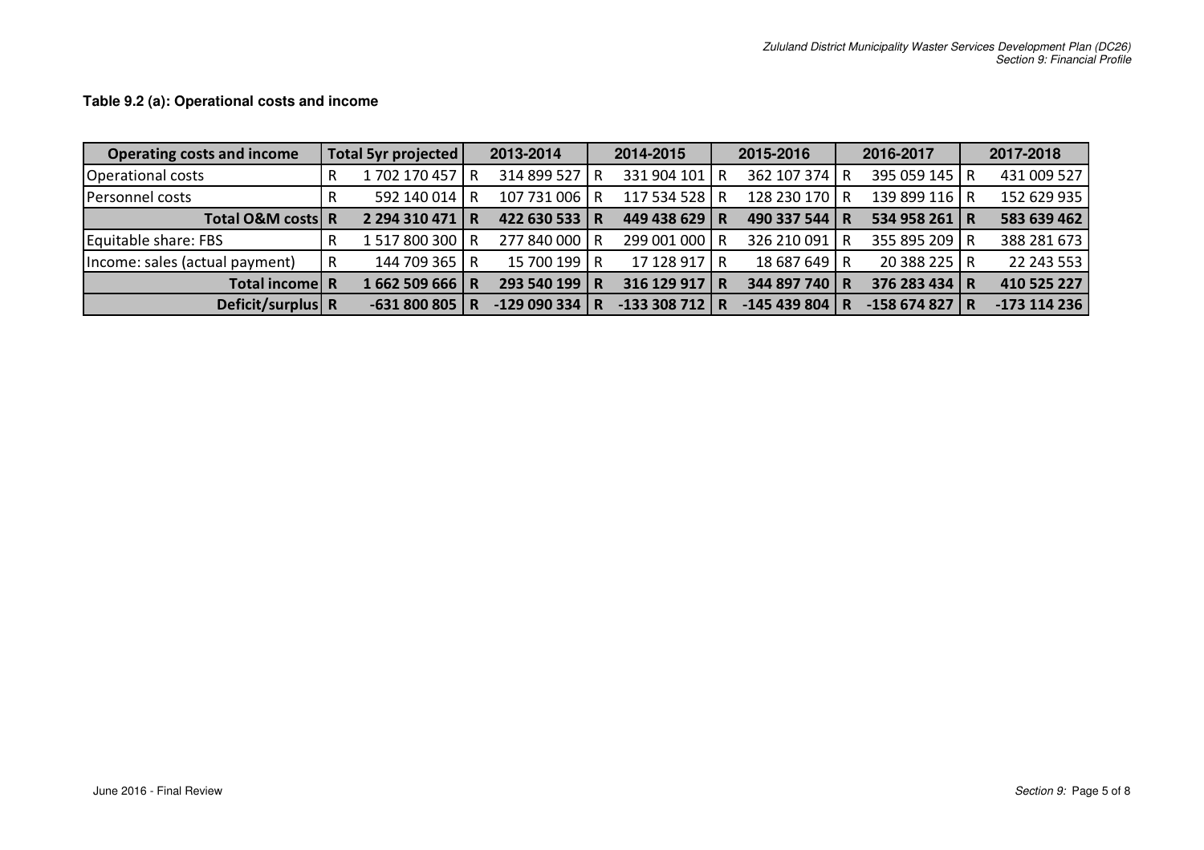**Table 9.2 (a): Operational costs and income**

| Operating costs and income | | Total 5yr projected | | 2013-2014 | | 2014-2015 | | 2015-2016 | | 2016-2017 | | 2017-2018 |
|---|---|---|---|---|---|---|---|---|---|---|---|---|
| Operational costs | R | 1 702 170 457 | R | 314 899 527 | R | 331 904 101 | R | 362 107 374 | R | 395 059 145 | R | 431 009 527 |
| Personnel costs | R | 592 140 014 | R | 107 731 006 | R | 117 534 528 | R | 128 230 170 | R | 139 899 116 | R | 152 629 935 |
| **Total O&M costs** | **R** | **2 294 310 471** | **R** | **422 630 533** | **R** | **449 438 629** | **R** | **490 337 544** | **R** | **534 958 261** | **R** | **583 639 462** |
| Equitable share: FBS | R | 1 517 800 300 | R | 277 840 000 | R | 299 001 000 | R | 326 210 091 | R | 355 895 209 | R | 388 281 673 |
| Income: sales (actual payment) | R | 144 709 365 | R | 15 700 199 | R | 17 128 917 | R | 18 687 649 | R | 20 388 225 | R | 22 243 553 |
| **Total income** | **R** | **1 662 509 666** | **R** | **293 540 199** | **R** | **316 129 917** | **R** | **344 897 740** | **R** | **376 283 434** | **R** | **410 525 227** |
| **Deficit/surplus** | **R** | **-631 800 805** | **R** | **-129 090 334** | **R** | **-133 308 712** | **R** | **-145 439 804** | **R** | **-158 674 827** | **R** | **-173 114 236** |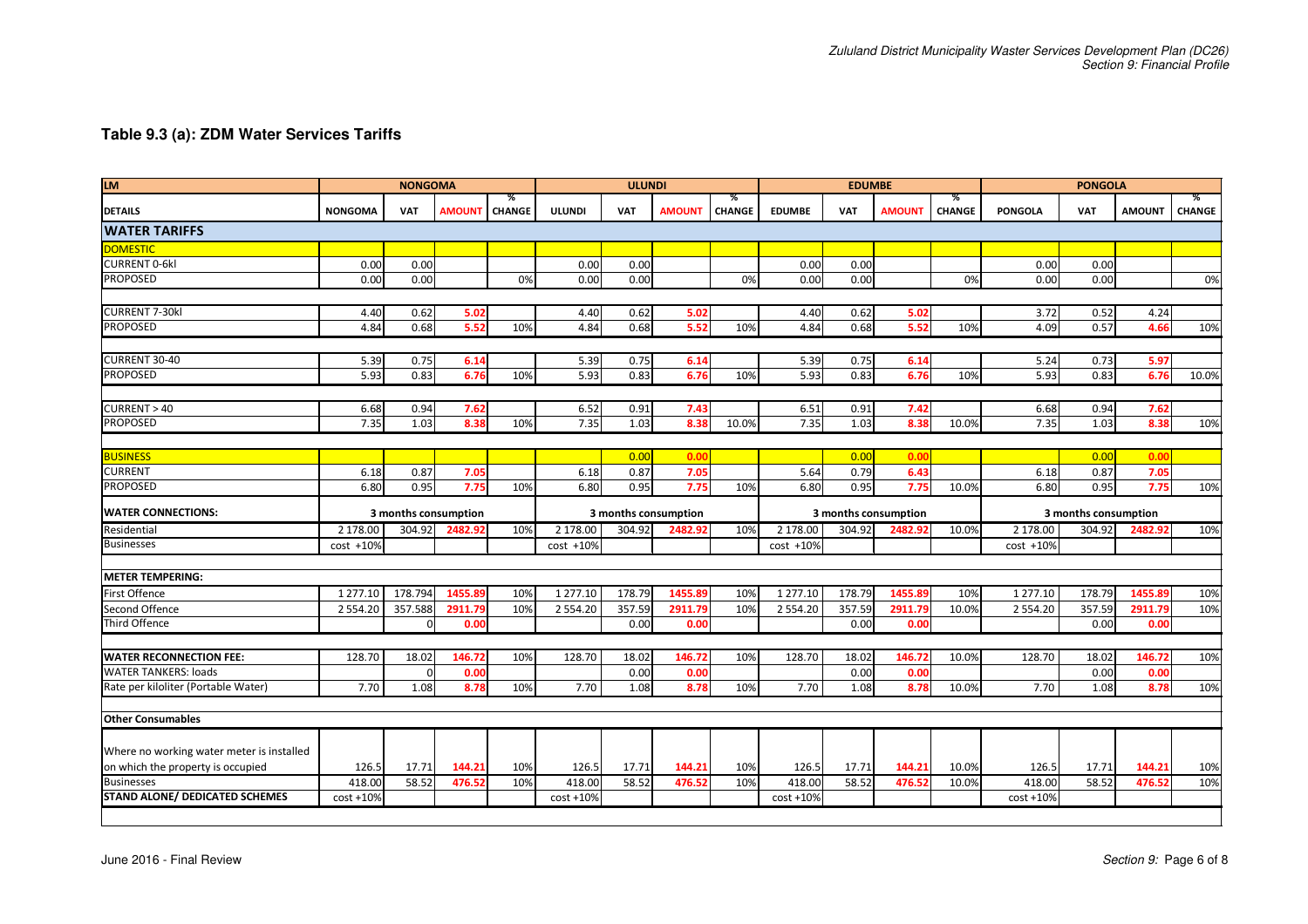## Table 9.3 (a): ZDM Water Services Tariffs

| LM | NONGOMA | | | | ULUNDI | | | | EDUMBE | | | | PONGOLA | | | |
|---|---|---|---|---|---|---|---|---|---|---|---|---|---|---|---|---|
| DETAILS | NONGOMA | VAT | AMOUNT | % CHANGE | ULUNDI | VAT | AMOUNT | % CHANGE | EDUMBE | VAT | AMOUNT | % CHANGE | PONGOLA | VAT | AMOUNT | % CHANGE |
| **WATER TARIFFS** | | | | | | | | | | | | | | | | |
| DOMESTIC | | | | | | | | | | | | | | | | |
| CURRENT 0-6kl | 0.00 | 0.00 | | | 0.00 | 0.00 | | | 0.00 | 0.00 | | | 0.00 | 0.00 | | |
| PROPOSED | 0.00 | 0.00 | | 0% | 0.00 | 0.00 | | 0% | 0.00 | 0.00 | | 0% | 0.00 | 0.00 | | 0% |
| CURRENT 7-30kl | 4.40 | 0.62 | 5.02 | | 4.40 | 0.62 | 5.02 | | 4.40 | 0.62 | 5.02 | | 3.72 | 0.52 | 4.24 | |
| PROPOSED | 4.84 | 0.68 | 5.52 | 10% | 4.84 | 0.68 | 5.52 | 10% | 4.84 | 0.68 | 5.52 | 10% | 4.09 | 0.57 | 4.66 | 10% |
| CURRENT 30-40 | 5.39 | 0.75 | 6.14 | | 5.39 | 0.75 | 6.14 | | 5.39 | 0.75 | 6.14 | | 5.24 | 0.73 | 5.97 | |
| PROPOSED | 5.93 | 0.83 | 6.76 | 10% | 5.93 | 0.83 | 6.76 | 10% | 5.93 | 0.83 | 6.76 | 10% | 5.93 | 0.83 | 6.76 | 10.0% |
| CURRENT > 40 | 6.68 | 0.94 | 7.62 | | 6.52 | 0.91 | 7.43 | | 6.51 | 0.91 | 7.42 | | 6.68 | 0.94 | 7.62 | |
| PROPOSED | 7.35 | 1.03 | 8.38 | 10% | 7.35 | 1.03 | 8.38 | 10.0% | 7.35 | 1.03 | 8.38 | 10.0% | 7.35 | 1.03 | 8.38 | 10% |
| BUSINESS | | | | | | 0.00 | 0.00 | | | 0.00 | 0.00 | | | 0.00 | 0.00 | |
| CURRENT | 6.18 | 0.87 | 7.05 | | 6.18 | 0.87 | 7.05 | | 5.64 | 0.79 | 6.43 | | 6.18 | 0.87 | 7.05 | |
| PROPOSED | 6.80 | 0.95 | 7.75 | 10% | 6.80 | 0.95 | 7.75 | 10% | 6.80 | 0.95 | 7.75 | 10.0% | 6.80 | 0.95 | 7.75 | 10% |
| **WATER CONNECTIONS:** | 3 months consumption | | | | 3 months consumption | | | | 3 months consumption | | | | 3 months consumption | | | |
| Residential | 2 178.00 | 304.92 | 2482.92 | 10% | 2 178.00 | 304.92 | 2482.92 | 10% | 2 178.00 | 304.92 | 2482.92 | 10.0% | 2 178.00 | 304.92 | 2482.92 | 10% |
| Businesses | cost +10% | | | | cost +10% | | | | cost +10% | | | | cost +10% | | | |
| **METER TEMPERING:** | | | | | | | | | | | | | | | | |
| First Offence | 1 277.10 | 178.794 | 1455.89 | 10% | 1 277.10 | 178.79 | 1455.89 | 10% | 1 277.10 | 178.79 | 1455.89 | 10% | 1 277.10 | 178.79 | 1455.89 | 10% |
| Second Offence | 2 554.20 | 357.588 | 2911.79 | 10% | 2 554.20 | 357.59 | 2911.79 | 10% | 2 554.20 | 357.59 | 2911.79 | 10.0% | 2 554.20 | 357.59 | 2911.79 | 10% |
| Third Offence | | 0 | 0.00 | | | 0.00 | 0.00 | | | 0.00 | 0.00 | | | 0.00 | 0.00 | |
| **WATER RECONNECTION FEE:** | 128.70 | 18.02 | 146.72 | 10% | 128.70 | 18.02 | 146.72 | 10% | 128.70 | 18.02 | 146.72 | 10.0% | 128.70 | 18.02 | 146.72 | 10% |
| WATER TANKERS: loads | | 0 | 0.00 | | | 0.00 | 0.00 | | | 0.00 | 0.00 | | | 0.00 | 0.00 | |
| Rate per kiloliter (Portable Water) | 7.70 | 1.08 | 8.78 | 10% | 7.70 | 1.08 | 8.78 | 10% | 7.70 | 1.08 | 8.78 | 10.0% | 7.70 | 1.08 | 8.78 | 10% |
| **Other Consumables** | | | | | | | | | | | | | | | | |
| Where no working water meter is installed on which the property is occupied | 126.5 | 17.71 | 144.21 | 10% | 126.5 | 17.71 | 144.21 | 10% | 126.5 | 17.71 | 144.21 | 10.0% | 126.5 | 17.71 | 144.21 | 10% |
| Businesses | 418.00 | 58.52 | 476.52 | 10% | 418.00 | 58.52 | 476.52 | 10% | 418.00 | 58.52 | 476.52 | 10.0% | 418.00 | 58.52 | 476.52 | 10% |
| **STAND ALONE/ DEDICATED SCHEMES** | cost +10% | | | | cost +10% | | | | cost +10% | | | | cost +10% | | | |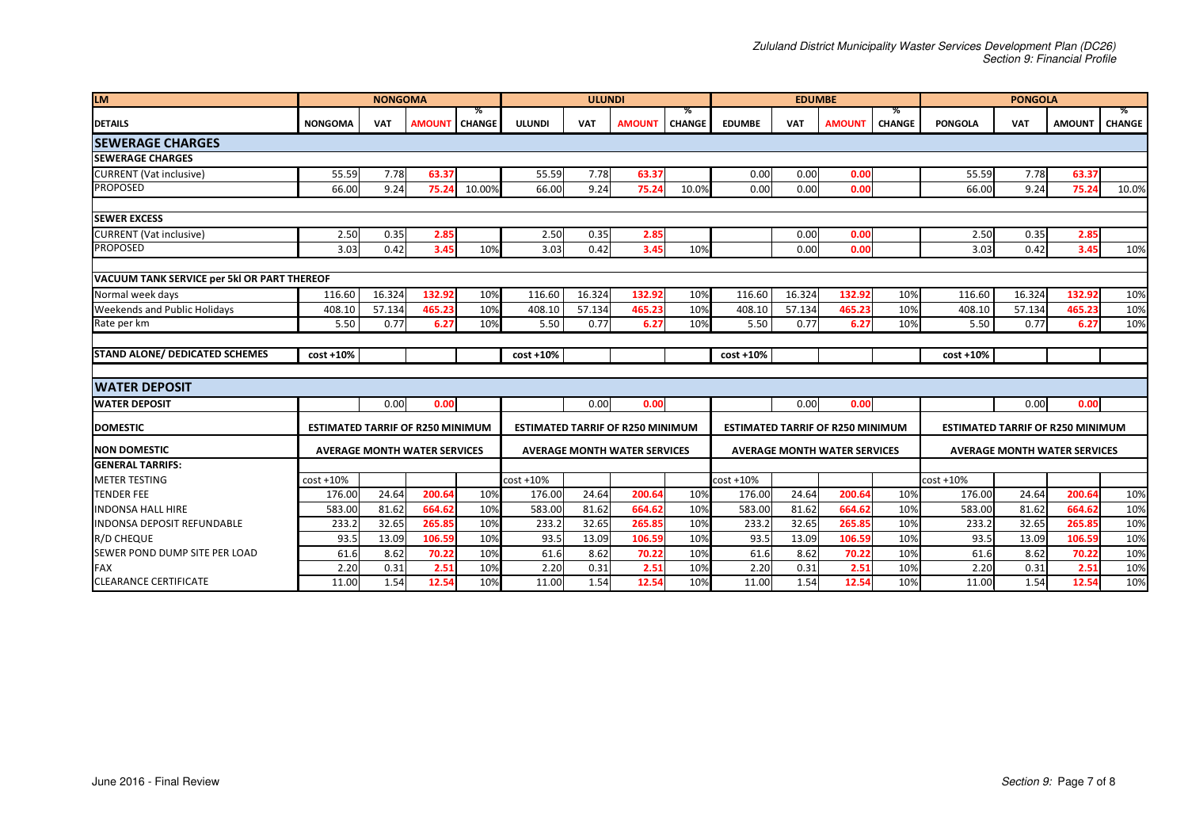| LM | NONGOMA | | | | ULUNDI | | | | EDUMBE | | | | PONGOLA | | | |
|---|---|---|---|---|---|---|---|---|---|---|---|---|---|---|---|---|
| DETAILS | NONGOMA | VAT | AMOUNT | % CHANGE | ULUNDI | VAT | AMOUNT | % CHANGE | EDUMBE | VAT | AMOUNT | % CHANGE | PONGOLA | VAT | AMOUNT | % CHANGE |
| **SEWERAGE CHARGES** | | | | | | | | | | | | | | | | |
| **SEWERAGE CHARGES** | | | | | | | | | | | | | | | | |
| CURRENT (Vat inclusive) | 55.59 | 7.78 | **63.37** | | 55.59 | 7.78 | **63.37** | | 0.00 | 0.00 | **0.00** | | 55.59 | 7.78 | **63.37** | |
| PROPOSED | 66.00 | 9.24 | **75.24** | 10.00% | 66.00 | 9.24 | **75.24** | 10.0% | 0.00 | 0.00 | **0.00** | | 66.00 | 9.24 | **75.24** | 10.0% |
| **SEWER EXCESS** | | | | | | | | | | | | | | | | |
| CURRENT (Vat inclusive) | 2.50 | 0.35 | **2.85** | | 2.50 | 0.35 | **2.85** | | | 0.00 | **0.00** | | 2.50 | 0.35 | **2.85** | |
| PROPOSED | 3.03 | 0.42 | **3.45** | 10% | 3.03 | 0.42 | **3.45** | 10% | | 0.00 | **0.00** | | 3.03 | 0.42 | **3.45** | 10% |
| **VACUUM TANK SERVICE per 5kl OR PART THEREOF** | | | | | | | | | | | | | | | | |
| Normal week days | 116.60 | 16.324 | **132.92** | 10% | 116.60 | 16.324 | **132.92** | 10% | 116.60 | 16.324 | **132.92** | 10% | 116.60 | 16.324 | **132.92** | 10% |
| Weekends and Public Holidays | 408.10 | 57.134 | **465.23** | 10% | 408.10 | 57.134 | **465.23** | 10% | 408.10 | 57.134 | **465.23** | 10% | 408.10 | 57.134 | **465.23** | 10% |
| Rate per km | 5.50 | 0.77 | **6.27** | 10% | 5.50 | 0.77 | **6.27** | 10% | 5.50 | 0.77 | **6.27** | 10% | 5.50 | 0.77 | **6.27** | 10% |
| **STAND ALONE/ DEDICATED SCHEMES** | **cost +10%** | | | | **cost +10%** | | | | **cost +10%** | | | | **cost +10%** | | | |
| **WATER DEPOSIT** | | | | | | | | | | | | | | | | |
| **WATER DEPOSIT** | | 0.00 | **0.00** | | | 0.00 | **0.00** | | | 0.00 | **0.00** | | | 0.00 | **0.00** | |
| **DOMESTIC** | **ESTIMATED TARRIF OF R250 MINIMUM** | | | | **ESTIMATED TARRIF OF R250 MINIMUM** | | | | **ESTIMATED TARRIF OF R250 MINIMUM** | | | | **ESTIMATED TARRIF OF R250 MINIMUM** | | | |
| **NON DOMESTIC** | **AVERAGE MONTH WATER SERVICES** | | | | **AVERAGE MONTH WATER SERVICES** | | | | **AVERAGE MONTH WATER SERVICES** | | | | **AVERAGE MONTH WATER SERVICES** | | | |
| **GENERAL TARRIFS:** | | | | | | | | | | | | | | | | |
| METER TESTING | cost +10% | | | | cost +10% | | | | cost +10% | | | | cost +10% | | | |
| TENDER FEE | 176.00 | 24.64 | **200.64** | 10% | 176.00 | 24.64 | **200.64** | 10% | 176.00 | 24.64 | **200.64** | 10% | 176.00 | 24.64 | **200.64** | 10% |
| INDONSA HALL HIRE | 583.00 | 81.62 | **664.62** | 10% | 583.00 | 81.62 | **664.62** | 10% | 583.00 | 81.62 | **664.62** | 10% | 583.00 | 81.62 | **664.62** | 10% |
| INDONSA DEPOSIT REFUNDABLE | 233.2 | 32.65 | **265.85** | 10% | 233.2 | 32.65 | **265.85** | 10% | 233.2 | 32.65 | **265.85** | 10% | 233.2 | 32.65 | **265.85** | 10% |
| R/D CHEQUE | 93.5 | 13.09 | **106.59** | 10% | 93.5 | 13.09 | **106.59** | 10% | 93.5 | 13.09 | **106.59** | 10% | 93.5 | 13.09 | **106.59** | 10% |
| SEWER POND DUMP SITE PER LOAD | 61.6 | 8.62 | **70.22** | 10% | 61.6 | 8.62 | **70.22** | 10% | 61.6 | 8.62 | **70.22** | 10% | 61.6 | 8.62 | **70.22** | 10% |
| FAX | 2.20 | 0.31 | **2.51** | 10% | 2.20 | 0.31 | **2.51** | 10% | 2.20 | 0.31 | **2.51** | 10% | 2.20 | 0.31 | **2.51** | 10% |
| CLEARANCE CERTIFICATE | 11.00 | 1.54 | **12.54** | 10% | 11.00 | 1.54 | **12.54** | 10% | 11.00 | 1.54 | **12.54** | 10% | 11.00 | 1.54 | **12.54** | 10% |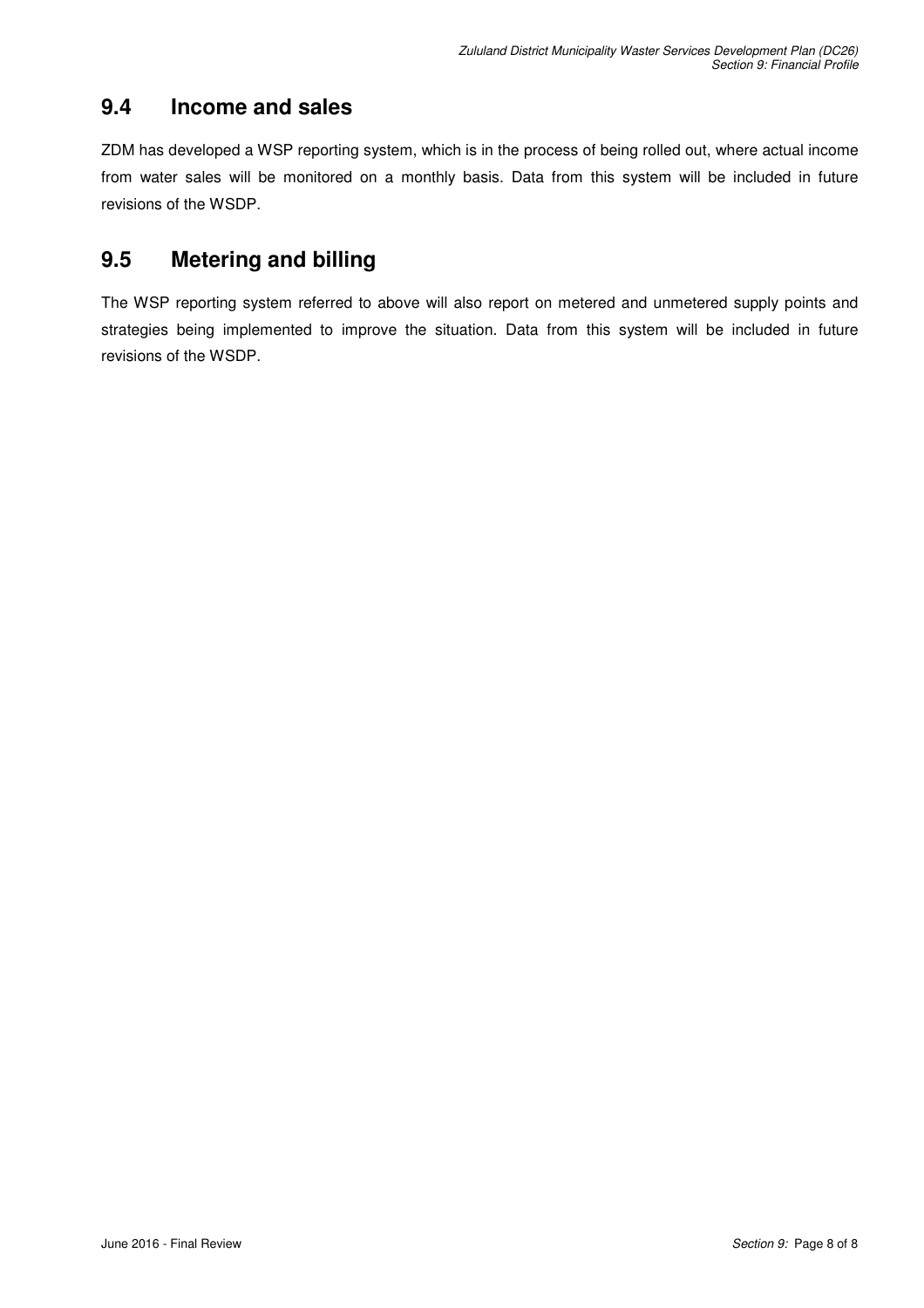## 9.4 Income and sales

ZDM has developed a WSP reporting system, which is in the process of being rolled out, where actual income from water sales will be monitored on a monthly basis. Data from this system will be included in future revisions of the WSDP.

## 9.5 Metering and billing

The WSP reporting system referred to above will also report on metered and unmetered supply points and strategies being implemented to improve the situation. Data from this system will be included in future revisions of the WSDP.